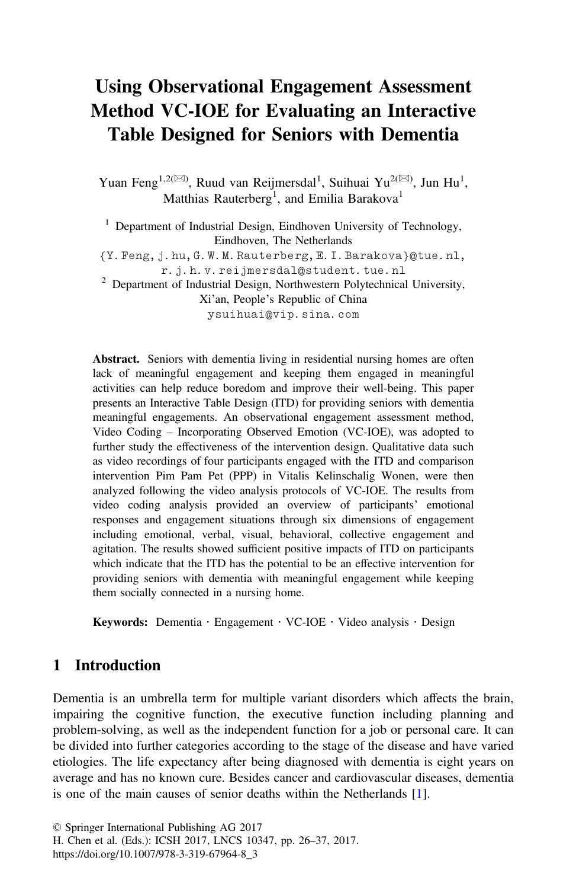# Using Observational Engagement Assessment Method VC-IOE for Evaluating an Interactive Table Designed for Seniors with Dementia

Yuan Feng[1,2(✉)], Ruud van Reijmersdal[1], Suihuai Yu[2(✉)], Jun Hu[1], Matthias Rauterberg[1], and Emilia Barakova[1]

[1] Department of Industrial Design, Eindhoven University of Technology, Eindhoven, The Netherlands
{Y.Feng, j.hu, G.W.M.Rauterberg, E.I.Barakova}@tue.nl, r.j.h.v.reijmersdal@student.tue.nl

[2] Department of Industrial Design, Northwestern Polytechnical University, Xi'an, People's Republic of China
ysuihuai@vip.sina.com

**Abstract.** Seniors with dementia living in residential nursing homes are often lack of meaningful engagement and keeping them engaged in meaningful activities can help reduce boredom and improve their well-being. This paper presents an Interactive Table Design (ITD) for providing seniors with dementia meaningful engagements. An observational engagement assessment method, Video Coding – Incorporating Observed Emotion (VC-IOE), was adopted to further study the effectiveness of the intervention design. Qualitative data such as video recordings of four participants engaged with the ITD and comparison intervention Pim Pam Pet (PPP) in Vitalis Kelinschalig Wonen, were then analyzed following the video analysis protocols of VC-IOE. The results from video coding analysis provided an overview of participants' emotional responses and engagement situations through six dimensions of engagement including emotional, verbal, visual, behavioral, collective engagement and agitation. The results showed sufficient positive impacts of ITD on participants which indicate that the ITD has the potential to be an effective intervention for providing seniors with dementia with meaningful engagement while keeping them socially connected in a nursing home.

**Keywords:** Dementia · Engagement · VC-IOE · Video analysis · Design

## 1 Introduction

Dementia is an umbrella term for multiple variant disorders which affects the brain, impairing the cognitive function, the executive function including planning and problem-solving, as well as the independent function for a job or personal care. It can be divided into further categories according to the stage of the disease and have varied etiologies. The life expectancy after being diagnosed with dementia is eight years on average and has no known cure. Besides cancer and cardiovascular diseases, dementia is one of the main causes of senior deaths within the Netherlands [1].

© Springer International Publishing AG 2017
H. Chen et al. (Eds.): ICSH 2017, LNCS 10347, pp. 26–37, 2017.
https://doi.org/10.1007/978-3-319-67964-8_3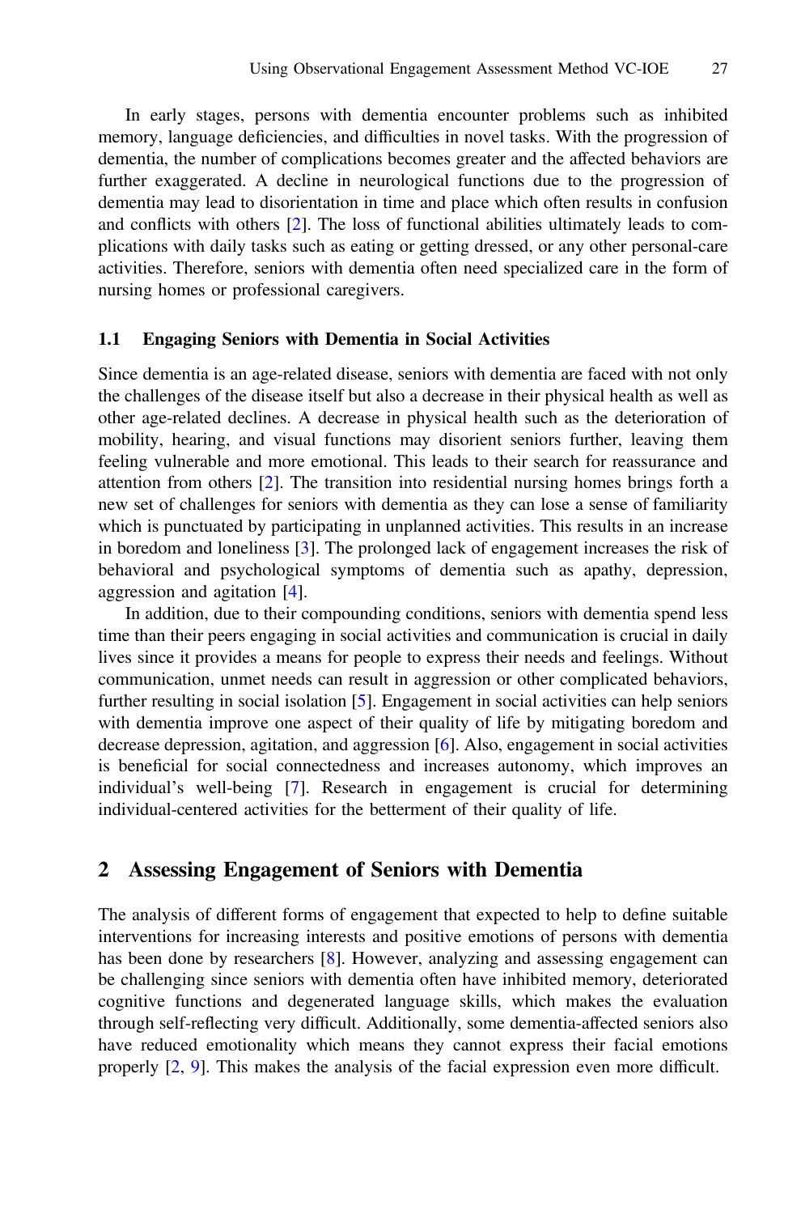In early stages, persons with dementia encounter problems such as inhibited memory, language deficiencies, and difficulties in novel tasks. With the progression of dementia, the number of complications becomes greater and the affected behaviors are further exaggerated. A decline in neurological functions due to the progression of dementia may lead to disorientation in time and place which often results in confusion and conflicts with others [2]. The loss of functional abilities ultimately leads to complications with daily tasks such as eating or getting dressed, or any other personal-care activities. Therefore, seniors with dementia often need specialized care in the form of nursing homes or professional caregivers.

### 1.1 Engaging Seniors with Dementia in Social Activities

Since dementia is an age-related disease, seniors with dementia are faced with not only the challenges of the disease itself but also a decrease in their physical health as well as other age-related declines. A decrease in physical health such as the deterioration of mobility, hearing, and visual functions may disorient seniors further, leaving them feeling vulnerable and more emotional. This leads to their search for reassurance and attention from others [2]. The transition into residential nursing homes brings forth a new set of challenges for seniors with dementia as they can lose a sense of familiarity which is punctuated by participating in unplanned activities. This results in an increase in boredom and loneliness [3]. The prolonged lack of engagement increases the risk of behavioral and psychological symptoms of dementia such as apathy, depression, aggression and agitation [4].

In addition, due to their compounding conditions, seniors with dementia spend less time than their peers engaging in social activities and communication is crucial in daily lives since it provides a means for people to express their needs and feelings. Without communication, unmet needs can result in aggression or other complicated behaviors, further resulting in social isolation [5]. Engagement in social activities can help seniors with dementia improve one aspect of their quality of life by mitigating boredom and decrease depression, agitation, and aggression [6]. Also, engagement in social activities is beneficial for social connectedness and increases autonomy, which improves an individual's well-being [7]. Research in engagement is crucial for determining individual-centered activities for the betterment of their quality of life.

## 2 Assessing Engagement of Seniors with Dementia

The analysis of different forms of engagement that expected to help to define suitable interventions for increasing interests and positive emotions of persons with dementia has been done by researchers [8]. However, analyzing and assessing engagement can be challenging since seniors with dementia often have inhibited memory, deteriorated cognitive functions and degenerated language skills, which makes the evaluation through self-reflecting very difficult. Additionally, some dementia-affected seniors also have reduced emotionality which means they cannot express their facial emotions properly [2, 9]. This makes the analysis of the facial expression even more difficult.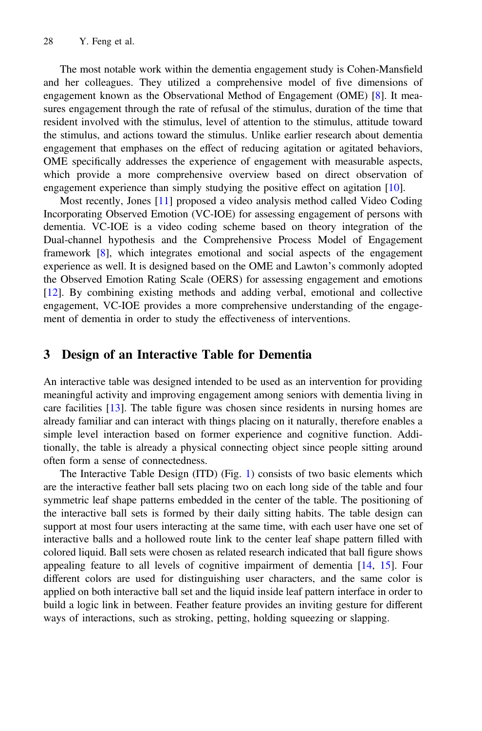The most notable work within the dementia engagement study is Cohen-Mansfield and her colleagues. They utilized a comprehensive model of five dimensions of engagement known as the Observational Method of Engagement (OME) [8]. It measures engagement through the rate of refusal of the stimulus, duration of the time that resident involved with the stimulus, level of attention to the stimulus, attitude toward the stimulus, and actions toward the stimulus. Unlike earlier research about dementia engagement that emphases on the effect of reducing agitation or agitated behaviors, OME specifically addresses the experience of engagement with measurable aspects, which provide a more comprehensive overview based on direct observation of engagement experience than simply studying the positive effect on agitation [10].

Most recently, Jones [11] proposed a video analysis method called Video Coding Incorporating Observed Emotion (VC-IOE) for assessing engagement of persons with dementia. VC-IOE is a video coding scheme based on theory integration of the Dual-channel hypothesis and the Comprehensive Process Model of Engagement framework [8], which integrates emotional and social aspects of the engagement experience as well. It is designed based on the OME and Lawton's commonly adopted the Observed Emotion Rating Scale (OERS) for assessing engagement and emotions [12]. By combining existing methods and adding verbal, emotional and collective engagement, VC-IOE provides a more comprehensive understanding of the engagement of dementia in order to study the effectiveness of interventions.

## 3 Design of an Interactive Table for Dementia

An interactive table was designed intended to be used as an intervention for providing meaningful activity and improving engagement among seniors with dementia living in care facilities [13]. The table figure was chosen since residents in nursing homes are already familiar and can interact with things placing on it naturally, therefore enables a simple level interaction based on former experience and cognitive function. Additionally, the table is already a physical connecting object since people sitting around often form a sense of connectedness.

The Interactive Table Design (ITD) (Fig. 1) consists of two basic elements which are the interactive feather ball sets placing two on each long side of the table and four symmetric leaf shape patterns embedded in the center of the table. The positioning of the interactive ball sets is formed by their daily sitting habits. The table design can support at most four users interacting at the same time, with each user have one set of interactive balls and a hollowed route link to the center leaf shape pattern filled with colored liquid. Ball sets were chosen as related research indicated that ball figure shows appealing feature to all levels of cognitive impairment of dementia [14, 15]. Four different colors are used for distinguishing user characters, and the same color is applied on both interactive ball set and the liquid inside leaf pattern interface in order to build a logic link in between. Feather feature provides an inviting gesture for different ways of interactions, such as stroking, petting, holding squeezing or slapping.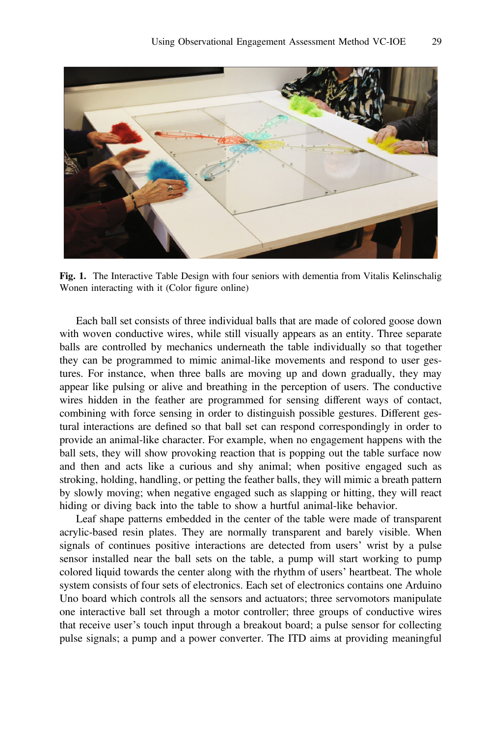Fig. 1. The Interactive Table Design with four seniors with dementia from Vitalis Kelinschalig Wonen interacting with it (Color figure online)

Each ball set consists of three individual balls that are made of colored goose down with woven conductive wires, while still visually appears as an entity. Three separate balls are controlled by mechanics underneath the table individually so that together they can be programmed to mimic animal-like movements and respond to user gestures. For instance, when three balls are moving up and down gradually, they may appear like pulsing or alive and breathing in the perception of users. The conductive wires hidden in the feather are programmed for sensing different ways of contact, combining with force sensing in order to distinguish possible gestures. Different gestural interactions are defined so that ball set can respond correspondingly in order to provide an animal-like character. For example, when no engagement happens with the ball sets, they will show provoking reaction that is popping out the table surface now and then and acts like a curious and shy animal; when positive engaged such as stroking, holding, handling, or petting the feather balls, they will mimic a breath pattern by slowly moving; when negative engaged such as slapping or hitting, they will react hiding or diving back into the table to show a hurtful animal-like behavior.

Leaf shape patterns embedded in the center of the table were made of transparent acrylic-based resin plates. They are normally transparent and barely visible. When signals of continues positive interactions are detected from users' wrist by a pulse sensor installed near the ball sets on the table, a pump will start working to pump colored liquid towards the center along with the rhythm of users' heartbeat. The whole system consists of four sets of electronics. Each set of electronics contains one Arduino Uno board which controls all the sensors and actuators; three servomotors manipulate one interactive ball set through a motor controller; three groups of conductive wires that receive user's touch input through a breakout board; a pulse sensor for collecting pulse signals; a pump and a power converter. The ITD aims at providing meaningful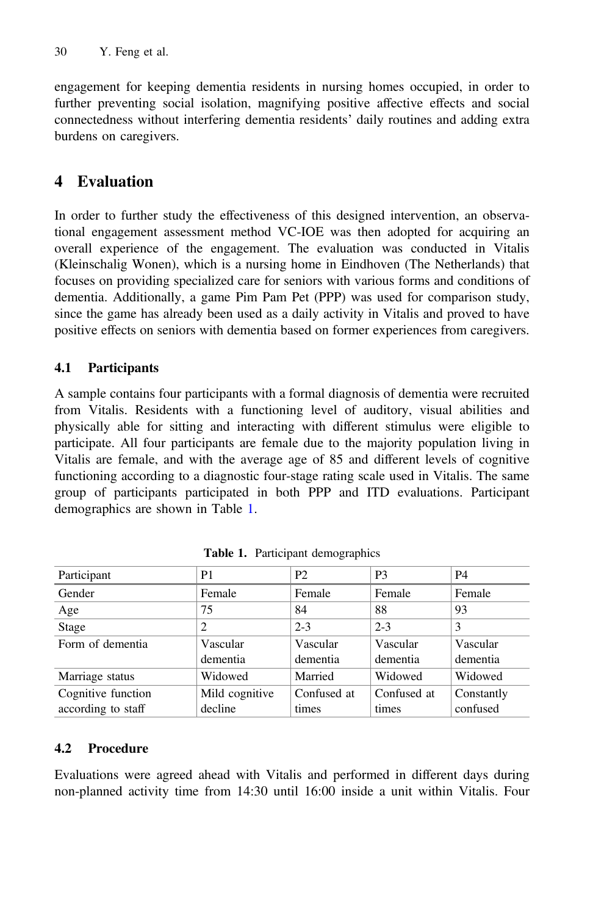engagement for keeping dementia residents in nursing homes occupied, in order to further preventing social isolation, magnifying positive affective effects and social connectedness without interfering dementia residents' daily routines and adding extra burdens on caregivers.

## 4 Evaluation

In order to further study the effectiveness of this designed intervention, an observational engagement assessment method VC-IOE was then adopted for acquiring an overall experience of the engagement. The evaluation was conducted in Vitalis (Kleinschalig Wonen), which is a nursing home in Eindhoven (The Netherlands) that focuses on providing specialized care for seniors with various forms and conditions of dementia. Additionally, a game Pim Pam Pet (PPP) was used for comparison study, since the game has already been used as a daily activity in Vitalis and proved to have positive effects on seniors with dementia based on former experiences from caregivers.

### 4.1 Participants

A sample contains four participants with a formal diagnosis of dementia were recruited from Vitalis. Residents with a functioning level of auditory, visual abilities and physically able for sitting and interacting with different stimulus were eligible to participate. All four participants are female due to the majority population living in Vitalis are female, and with the average age of 85 and different levels of cognitive functioning according to a diagnostic four-stage rating scale used in Vitalis. The same group of participants participated in both PPP and ITD evaluations. Participant demographics are shown in Table 1.

**Table 1.** Participant demographics

| Participant | P1 | P2 | P3 | P4 |
|---|---|---|---|---|
| Gender | Female | Female | Female | Female |
| Age | 75 | 84 | 88 | 93 |
| Stage | 2 | 2-3 | 2-3 | 3 |
| Form of dementia | Vascular dementia | Vascular dementia | Vascular dementia | Vascular dementia |
| Marriage status | Widowed | Married | Widowed | Widowed |
| Cognitive function according to staff | Mild cognitive decline | Confused at times | Confused at times | Constantly confused |

### 4.2 Procedure

Evaluations were agreed ahead with Vitalis and performed in different days during non-planned activity time from 14:30 until 16:00 inside a unit within Vitalis. Four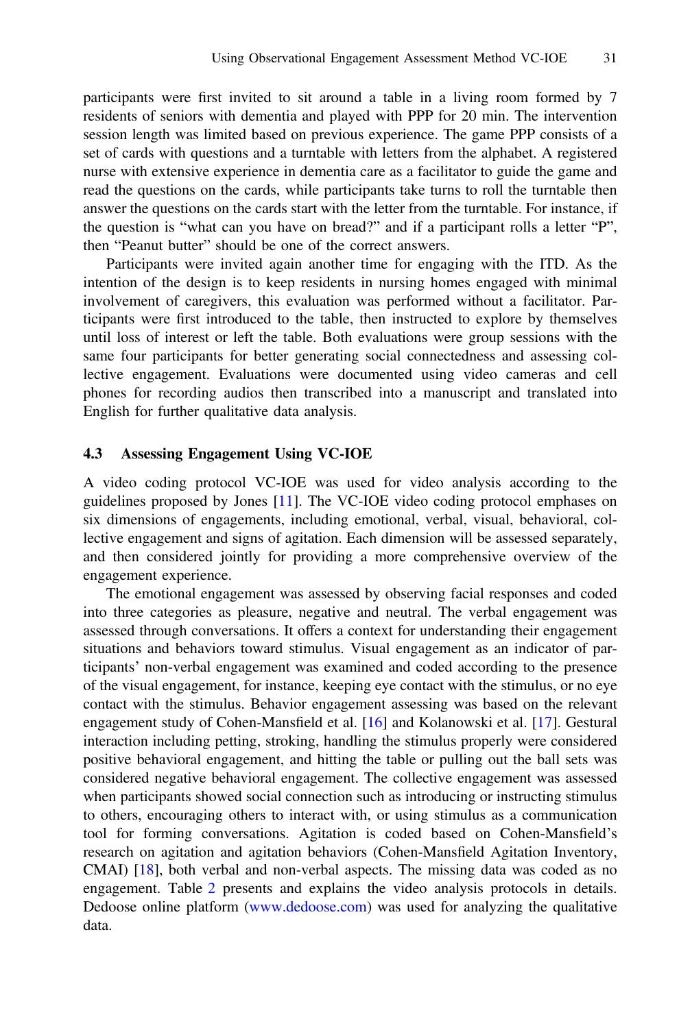participants were first invited to sit around a table in a living room formed by 7 residents of seniors with dementia and played with PPP for 20 min. The intervention session length was limited based on previous experience. The game PPP consists of a set of cards with questions and a turntable with letters from the alphabet. A registered nurse with extensive experience in dementia care as a facilitator to guide the game and read the questions on the cards, while participants take turns to roll the turntable then answer the questions on the cards start with the letter from the turntable. For instance, if the question is "what can you have on bread?" and if a participant rolls a letter "P", then "Peanut butter" should be one of the correct answers.

Participants were invited again another time for engaging with the ITD. As the intention of the design is to keep residents in nursing homes engaged with minimal involvement of caregivers, this evaluation was performed without a facilitator. Participants were first introduced to the table, then instructed to explore by themselves until loss of interest or left the table. Both evaluations were group sessions with the same four participants for better generating social connectedness and assessing collective engagement. Evaluations were documented using video cameras and cell phones for recording audios then transcribed into a manuscript and translated into English for further qualitative data analysis.

### 4.3 Assessing Engagement Using VC-IOE

A video coding protocol VC-IOE was used for video analysis according to the guidelines proposed by Jones [11]. The VC-IOE video coding protocol emphases on six dimensions of engagements, including emotional, verbal, visual, behavioral, collective engagement and signs of agitation. Each dimension will be assessed separately, and then considered jointly for providing a more comprehensive overview of the engagement experience.

The emotional engagement was assessed by observing facial responses and coded into three categories as pleasure, negative and neutral. The verbal engagement was assessed through conversations. It offers a context for understanding their engagement situations and behaviors toward stimulus. Visual engagement as an indicator of participants' non-verbal engagement was examined and coded according to the presence of the visual engagement, for instance, keeping eye contact with the stimulus, or no eye contact with the stimulus. Behavior engagement assessing was based on the relevant engagement study of Cohen-Mansfield et al. [16] and Kolanowski et al. [17]. Gestural interaction including petting, stroking, handling the stimulus properly were considered positive behavioral engagement, and hitting the table or pulling out the ball sets was considered negative behavioral engagement. The collective engagement was assessed when participants showed social connection such as introducing or instructing stimulus to others, encouraging others to interact with, or using stimulus as a communication tool for forming conversations. Agitation is coded based on Cohen-Mansfield's research on agitation and agitation behaviors (Cohen-Mansfield Agitation Inventory, CMAI) [18], both verbal and non-verbal aspects. The missing data was coded as no engagement. Table 2 presents and explains the video analysis protocols in details. Dedoose online platform (www.dedoose.com) was used for analyzing the qualitative data.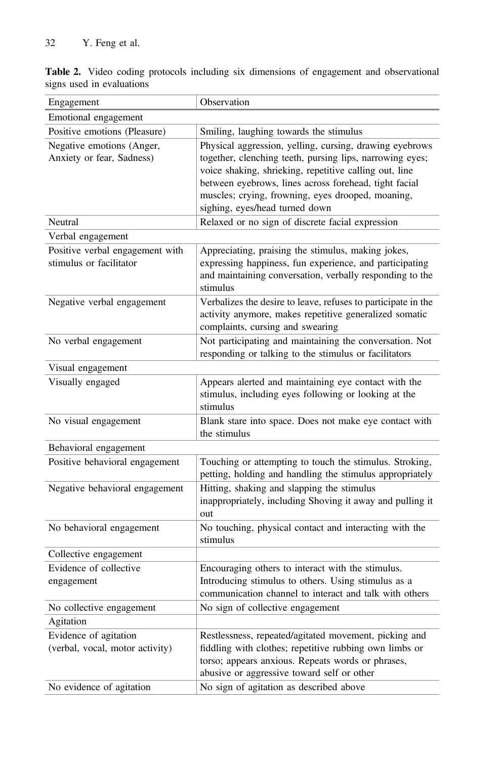**Table 2.** Video coding protocols including six dimensions of engagement and observational signs used in evaluations

| Engagement | Observation |
|---|---|
| Emotional engagement | |
| Positive emotions (Pleasure) | Smiling, laughing towards the stimulus |
| Negative emotions (Anger, Anxiety or fear, Sadness) | Physical aggression, yelling, cursing, drawing eyebrows together, clenching teeth, pursing lips, narrowing eyes; voice shaking, shrieking, repetitive calling out, line between eyebrows, lines across forehead, tight facial muscles; crying, frowning, eyes drooped, moaning, sighing, eyes/head turned down |
| Neutral | Relaxed or no sign of discrete facial expression |
| Verbal engagement | |
| Positive verbal engagement with stimulus or facilitator | Appreciating, praising the stimulus, making jokes, expressing happiness, fun experience, and participating and maintaining conversation, verbally responding to the stimulus |
| Negative verbal engagement | Verbalizes the desire to leave, refuses to participate in the activity anymore, makes repetitive generalized somatic complaints, cursing and swearing |
| No verbal engagement | Not participating and maintaining the conversation. Not responding or talking to the stimulus or facilitators |
| Visual engagement | |
| Visually engaged | Appears alerted and maintaining eye contact with the stimulus, including eyes following or looking at the stimulus |
| No visual engagement | Blank stare into space. Does not make eye contact with the stimulus |
| Behavioral engagement | |
| Positive behavioral engagement | Touching or attempting to touch the stimulus. Stroking, petting, holding and handling the stimulus appropriately |
| Negative behavioral engagement | Hitting, shaking and slapping the stimulus inappropriately, including Shoving it away and pulling it out |
| No behavioral engagement | No touching, physical contact and interacting with the stimulus |
| Collective engagement | |
| Evidence of collective engagement | Encouraging others to interact with the stimulus. Introducing stimulus to others. Using stimulus as a communication channel to interact and talk with others |
| No collective engagement | No sign of collective engagement |
| Agitation | |
| Evidence of agitation (verbal, vocal, motor activity) | Restlessness, repeated/agitated movement, picking and fiddling with clothes; repetitive rubbing own limbs or torso; appears anxious. Repeats words or phrases, abusive or aggressive toward self or other |
| No evidence of agitation | No sign of agitation as described above |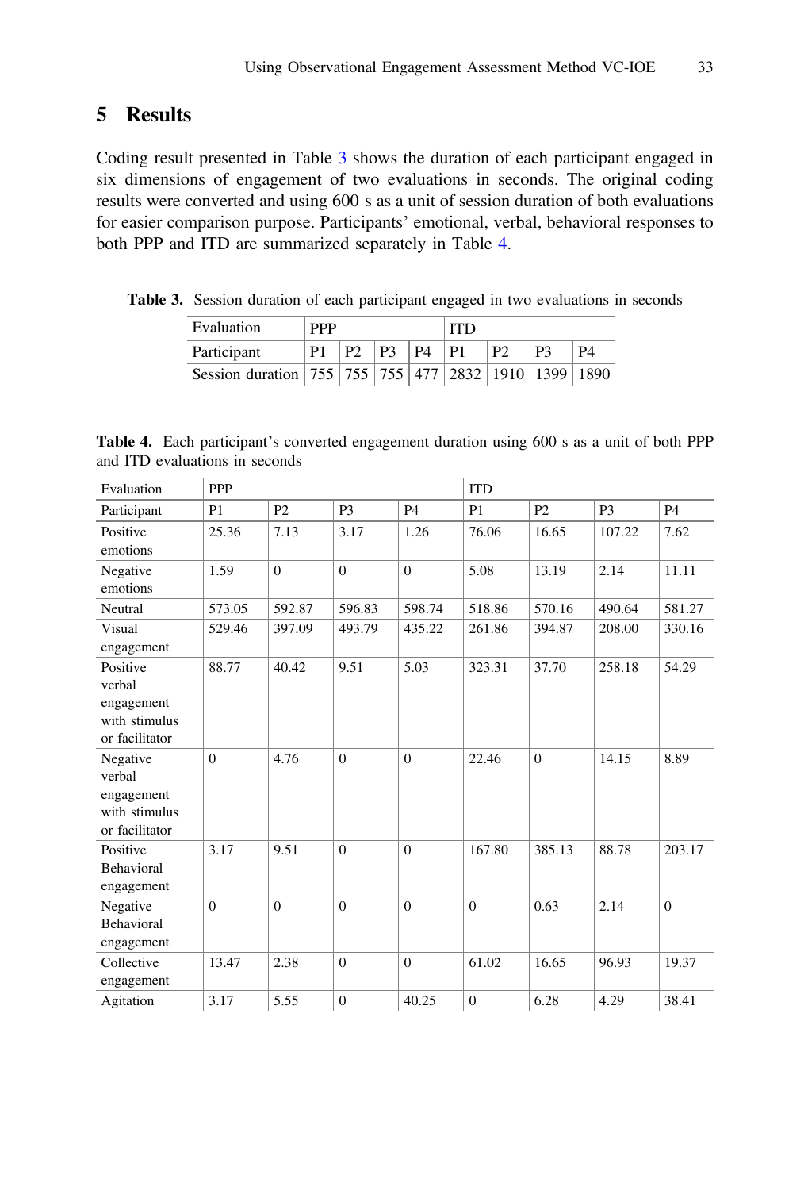## 5 Results

Coding result presented in Table 3 shows the duration of each participant engaged in six dimensions of engagement of two evaluations in seconds. The original coding results were converted and using 600 s as a unit of session duration of both evaluations for easier comparison purpose. Participants' emotional, verbal, behavioral responses to both PPP and ITD are summarized separately in Table 4.

**Table 3.** Session duration of each participant engaged in two evaluations in seconds

| Evaluation | PPP | | | | ITD | | | |
|---|---|---|---|---|---|---|---|---|
| Participant | P1 | P2 | P3 | P4 | P1 | P2 | P3 | P4 |
| Session duration | 755 | 755 | 755 | 477 | 2832 | 1910 | 1399 | 1890 |

**Table 4.** Each participant's converted engagement duration using 600 s as a unit of both PPP and ITD evaluations in seconds

| Evaluation | PPP | | | | ITD | | | |
|---|---|---|---|---|---|---|---|---|
| Participant | P1 | P2 | P3 | P4 | P1 | P2 | P3 | P4 |
| Positive emotions | 25.36 | 7.13 | 3.17 | 1.26 | 76.06 | 16.65 | 107.22 | 7.62 |
| Negative emotions | 1.59 | 0 | 0 | 0 | 5.08 | 13.19 | 2.14 | 11.11 |
| Neutral | 573.05 | 592.87 | 596.83 | 598.74 | 518.86 | 570.16 | 490.64 | 581.27 |
| Visual engagement | 529.46 | 397.09 | 493.79 | 435.22 | 261.86 | 394.87 | 208.00 | 330.16 |
| Positive verbal engagement with stimulus or facilitator | 88.77 | 40.42 | 9.51 | 5.03 | 323.31 | 37.70 | 258.18 | 54.29 |
| Negative verbal engagement with stimulus or facilitator | 0 | 4.76 | 0 | 0 | 22.46 | 0 | 14.15 | 8.89 |
| Positive Behavioral engagement | 3.17 | 9.51 | 0 | 0 | 167.80 | 385.13 | 88.78 | 203.17 |
| Negative Behavioral engagement | 0 | 0 | 0 | 0 | 0 | 0.63 | 2.14 | 0 |
| Collective engagement | 13.47 | 2.38 | 0 | 0 | 61.02 | 16.65 | 96.93 | 19.37 |
| Agitation | 3.17 | 5.55 | 0 | 40.25 | 0 | 6.28 | 4.29 | 38.41 |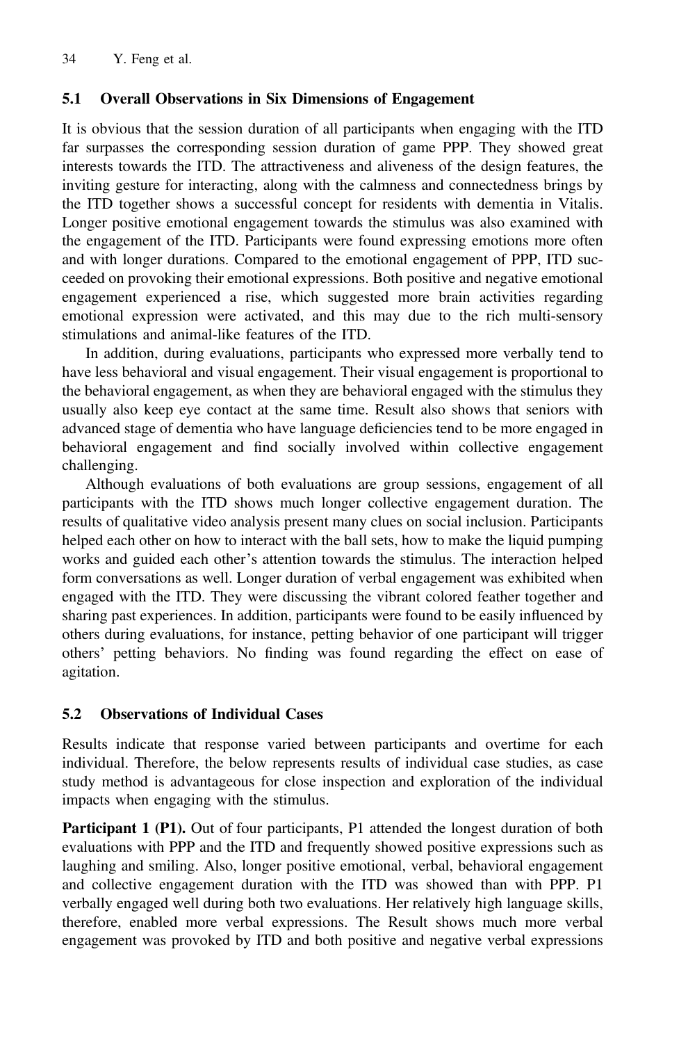### 5.1 Overall Observations in Six Dimensions of Engagement

It is obvious that the session duration of all participants when engaging with the ITD far surpasses the corresponding session duration of game PPP. They showed great interests towards the ITD. The attractiveness and aliveness of the design features, the inviting gesture for interacting, along with the calmness and connectedness brings by the ITD together shows a successful concept for residents with dementia in Vitalis. Longer positive emotional engagement towards the stimulus was also examined with the engagement of the ITD. Participants were found expressing emotions more often and with longer durations. Compared to the emotional engagement of PPP, ITD succeeded on provoking their emotional expressions. Both positive and negative emotional engagement experienced a rise, which suggested more brain activities regarding emotional expression were activated, and this may due to the rich multi-sensory stimulations and animal-like features of the ITD.

In addition, during evaluations, participants who expressed more verbally tend to have less behavioral and visual engagement. Their visual engagement is proportional to the behavioral engagement, as when they are behavioral engaged with the stimulus they usually also keep eye contact at the same time. Result also shows that seniors with advanced stage of dementia who have language deficiencies tend to be more engaged in behavioral engagement and find socially involved within collective engagement challenging.

Although evaluations of both evaluations are group sessions, engagement of all participants with the ITD shows much longer collective engagement duration. The results of qualitative video analysis present many clues on social inclusion. Participants helped each other on how to interact with the ball sets, how to make the liquid pumping works and guided each other's attention towards the stimulus. The interaction helped form conversations as well. Longer duration of verbal engagement was exhibited when engaged with the ITD. They were discussing the vibrant colored feather together and sharing past experiences. In addition, participants were found to be easily influenced by others during evaluations, for instance, petting behavior of one participant will trigger others' petting behaviors. No finding was found regarding the effect on ease of agitation.

### 5.2 Observations of Individual Cases

Results indicate that response varied between participants and overtime for each individual. Therefore, the below represents results of individual case studies, as case study method is advantageous for close inspection and exploration of the individual impacts when engaging with the stimulus.

**Participant 1 (P1).** Out of four participants, P1 attended the longest duration of both evaluations with PPP and the ITD and frequently showed positive expressions such as laughing and smiling. Also, longer positive emotional, verbal, behavioral engagement and collective engagement duration with the ITD was showed than with PPP. P1 verbally engaged well during both two evaluations. Her relatively high language skills, therefore, enabled more verbal expressions. The Result shows much more verbal engagement was provoked by ITD and both positive and negative verbal expressions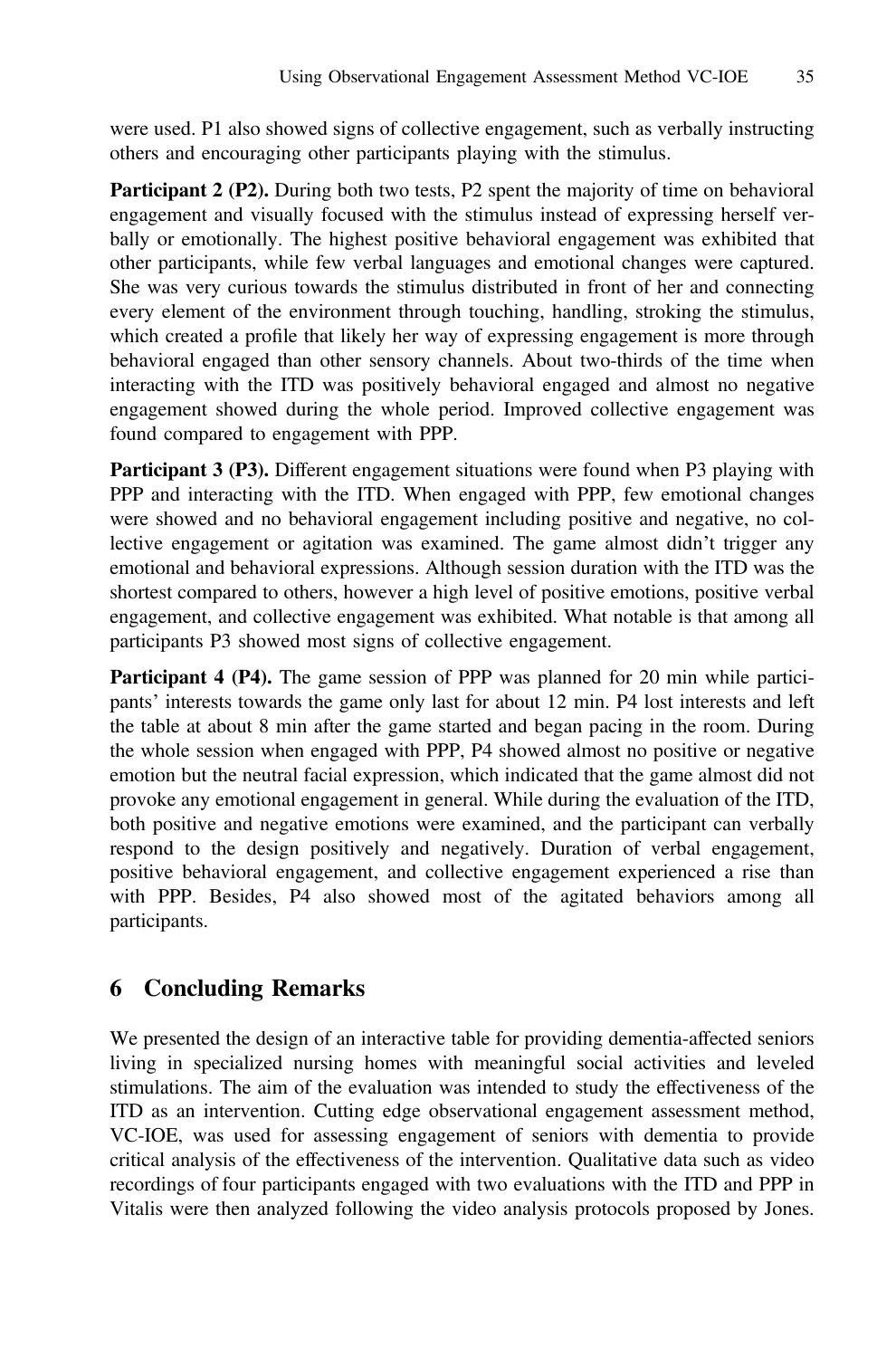were used. P1 also showed signs of collective engagement, such as verbally instructing others and encouraging other participants playing with the stimulus.

**Participant 2 (P2).** During both two tests, P2 spent the majority of time on behavioral engagement and visually focused with the stimulus instead of expressing herself verbally or emotionally. The highest positive behavioral engagement was exhibited that other participants, while few verbal languages and emotional changes were captured. She was very curious towards the stimulus distributed in front of her and connecting every element of the environment through touching, handling, stroking the stimulus, which created a profile that likely her way of expressing engagement is more through behavioral engaged than other sensory channels. About two-thirds of the time when interacting with the ITD was positively behavioral engaged and almost no negative engagement showed during the whole period. Improved collective engagement was found compared to engagement with PPP.

**Participant 3 (P3).** Different engagement situations were found when P3 playing with PPP and interacting with the ITD. When engaged with PPP, few emotional changes were showed and no behavioral engagement including positive and negative, no collective engagement or agitation was examined. The game almost didn't trigger any emotional and behavioral expressions. Although session duration with the ITD was the shortest compared to others, however a high level of positive emotions, positive verbal engagement, and collective engagement was exhibited. What notable is that among all participants P3 showed most signs of collective engagement.

**Participant 4 (P4).** The game session of PPP was planned for 20 min while participants' interests towards the game only last for about 12 min. P4 lost interests and left the table at about 8 min after the game started and began pacing in the room. During the whole session when engaged with PPP, P4 showed almost no positive or negative emotion but the neutral facial expression, which indicated that the game almost did not provoke any emotional engagement in general. While during the evaluation of the ITD, both positive and negative emotions were examined, and the participant can verbally respond to the design positively and negatively. Duration of verbal engagement, positive behavioral engagement, and collective engagement experienced a rise than with PPP. Besides, P4 also showed most of the agitated behaviors among all participants.

## 6 Concluding Remarks

We presented the design of an interactive table for providing dementia-affected seniors living in specialized nursing homes with meaningful social activities and leveled stimulations. The aim of the evaluation was intended to study the effectiveness of the ITD as an intervention. Cutting edge observational engagement assessment method, VC-IOE, was used for assessing engagement of seniors with dementia to provide critical analysis of the effectiveness of the intervention. Qualitative data such as video recordings of four participants engaged with two evaluations with the ITD and PPP in Vitalis were then analyzed following the video analysis protocols proposed by Jones.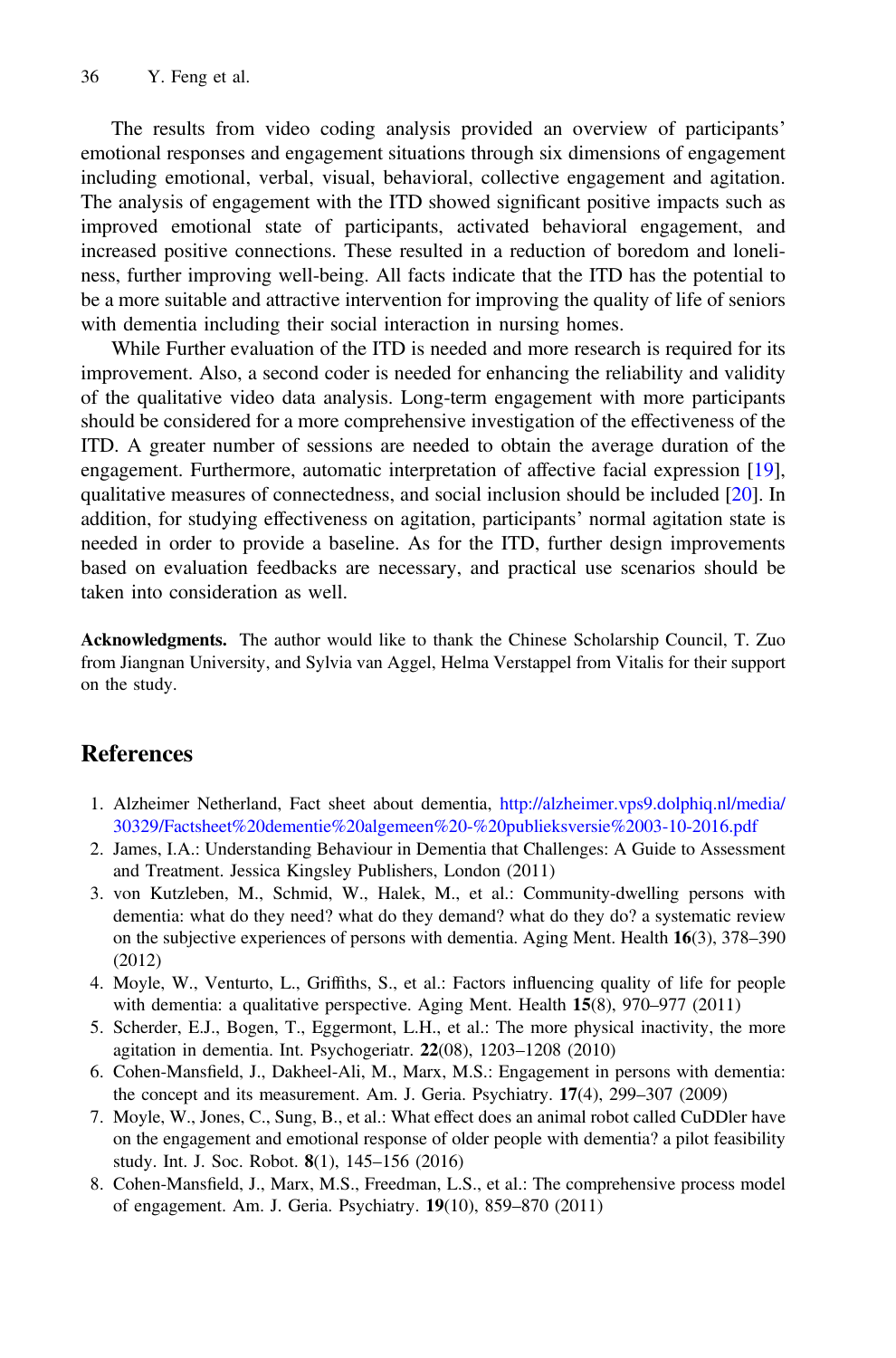The results from video coding analysis provided an overview of participants' emotional responses and engagement situations through six dimensions of engagement including emotional, verbal, visual, behavioral, collective engagement and agitation. The analysis of engagement with the ITD showed significant positive impacts such as improved emotional state of participants, activated behavioral engagement, and increased positive connections. These resulted in a reduction of boredom and loneliness, further improving well-being. All facts indicate that the ITD has the potential to be a more suitable and attractive intervention for improving the quality of life of seniors with dementia including their social interaction in nursing homes.

While Further evaluation of the ITD is needed and more research is required for its improvement. Also, a second coder is needed for enhancing the reliability and validity of the qualitative video data analysis. Long-term engagement with more participants should be considered for a more comprehensive investigation of the effectiveness of the ITD. A greater number of sessions are needed to obtain the average duration of the engagement. Furthermore, automatic interpretation of affective facial expression [19], qualitative measures of connectedness, and social inclusion should be included [20]. In addition, for studying effectiveness on agitation, participants' normal agitation state is needed in order to provide a baseline. As for the ITD, further design improvements based on evaluation feedbacks are necessary, and practical use scenarios should be taken into consideration as well.

**Acknowledgments.** The author would like to thank the Chinese Scholarship Council, T. Zuo from Jiangnan University, and Sylvia van Aggel, Helma Verstappel from Vitalis for their support on the study.

## References

1. Alzheimer Netherland, Fact sheet about dementia, http://alzheimer.vps9.dolphiq.nl/media/30329/Factsheet%20dementie%20algemeen%20-%20publieksversie%2003-10-2016.pdf
2. James, I.A.: Understanding Behaviour in Dementia that Challenges: A Guide to Assessment and Treatment. Jessica Kingsley Publishers, London (2011)
3. von Kutzleben, M., Schmid, W., Halek, M., et al.: Community-dwelling persons with dementia: what do they need? what do they demand? what do they do? a systematic review on the subjective experiences of persons with dementia. Aging Ment. Health **16**(3), 378–390 (2012)
4. Moyle, W., Venturto, L., Griffiths, S., et al.: Factors influencing quality of life for people with dementia: a qualitative perspective. Aging Ment. Health **15**(8), 970–977 (2011)
5. Scherder, E.J., Bogen, T., Eggermont, L.H., et al.: The more physical inactivity, the more agitation in dementia. Int. Psychogeriatr. **22**(08), 1203–1208 (2010)
6. Cohen-Mansfield, J., Dakheel-Ali, M., Marx, M.S.: Engagement in persons with dementia: the concept and its measurement. Am. J. Geria. Psychiatry. **17**(4), 299–307 (2009)
7. Moyle, W., Jones, C., Sung, B., et al.: What effect does an animal robot called CuDDler have on the engagement and emotional response of older people with dementia? a pilot feasibility study. Int. J. Soc. Robot. **8**(1), 145–156 (2016)
8. Cohen-Mansfield, J., Marx, M.S., Freedman, L.S., et al.: The comprehensive process model of engagement. Am. J. Geria. Psychiatry. **19**(10), 859–870 (2011)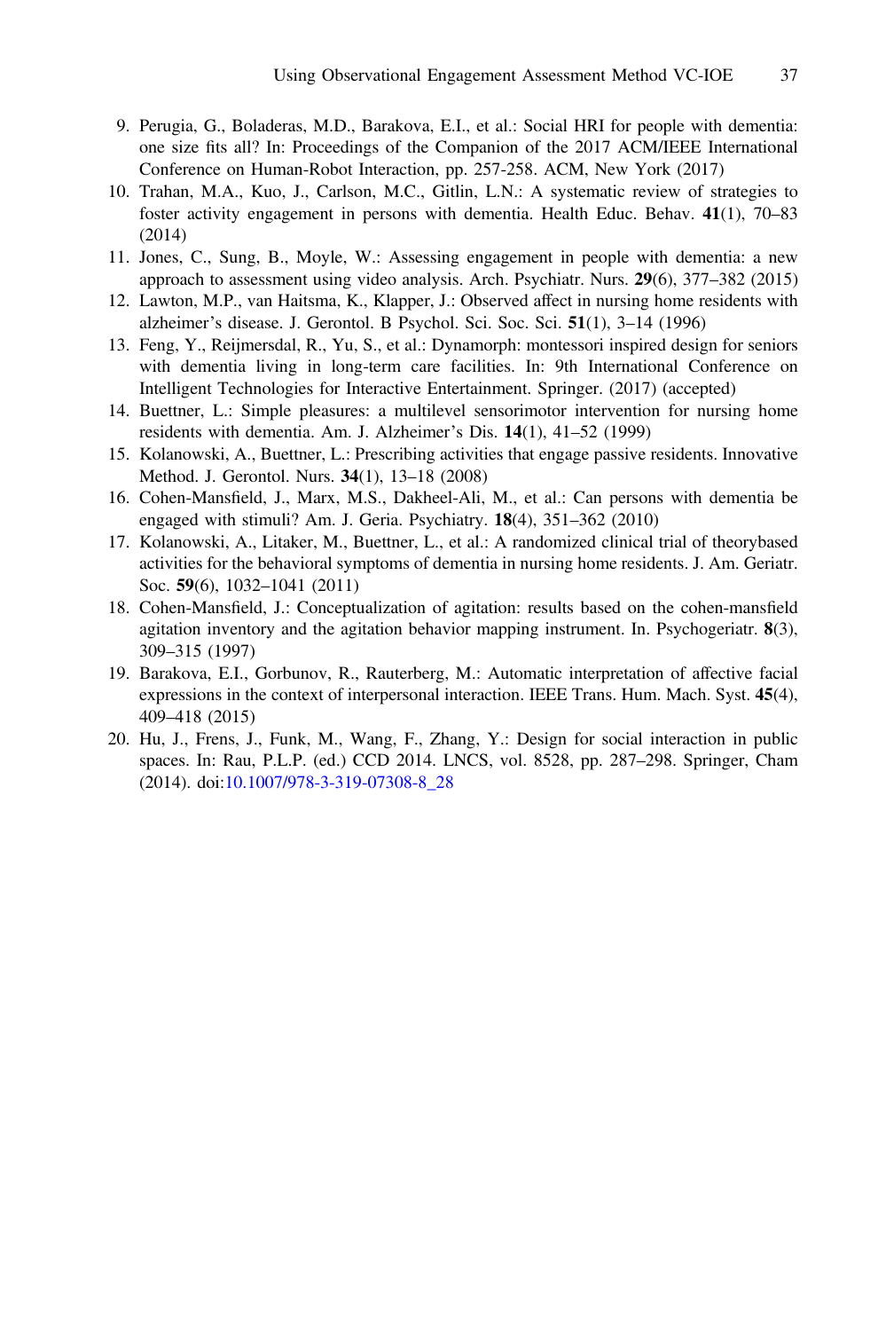9. Perugia, G., Boladeras, M.D., Barakova, E.I., et al.: Social HRI for people with dementia: one size fits all? In: Proceedings of the Companion of the 2017 ACM/IEEE International Conference on Human-Robot Interaction, pp. 257-258. ACM, New York (2017)
10. Trahan, M.A., Kuo, J., Carlson, M.C., Gitlin, L.N.: A systematic review of strategies to foster activity engagement in persons with dementia. Health Educ. Behav. **41**(1), 70–83 (2014)
11. Jones, C., Sung, B., Moyle, W.: Assessing engagement in people with dementia: a new approach to assessment using video analysis. Arch. Psychiatr. Nurs. **29**(6), 377–382 (2015)
12. Lawton, M.P., van Haitsma, K., Klapper, J.: Observed affect in nursing home residents with alzheimer's disease. J. Gerontol. B Psychol. Sci. Soc. Sci. **51**(1), 3–14 (1996)
13. Feng, Y., Reijmersdal, R., Yu, S., et al.: Dynamorph: montessori inspired design for seniors with dementia living in long-term care facilities. In: 9th International Conference on Intelligent Technologies for Interactive Entertainment. Springer. (2017) (accepted)
14. Buettner, L.: Simple pleasures: a multilevel sensorimotor intervention for nursing home residents with dementia. Am. J. Alzheimer's Dis. **14**(1), 41–52 (1999)
15. Kolanowski, A., Buettner, L.: Prescribing activities that engage passive residents. Innovative Method. J. Gerontol. Nurs. **34**(1), 13–18 (2008)
16. Cohen-Mansfield, J., Marx, M.S., Dakheel-Ali, M., et al.: Can persons with dementia be engaged with stimuli? Am. J. Geria. Psychiatry. **18**(4), 351–362 (2010)
17. Kolanowski, A., Litaker, M., Buettner, L., et al.: A randomized clinical trial of theorybased activities for the behavioral symptoms of dementia in nursing home residents. J. Am. Geriatr. Soc. **59**(6), 1032–1041 (2011)
18. Cohen-Mansfield, J.: Conceptualization of agitation: results based on the cohen-mansfield agitation inventory and the agitation behavior mapping instrument. In. Psychogeriatr. **8**(3), 309–315 (1997)
19. Barakova, E.I., Gorbunov, R., Rauterberg, M.: Automatic interpretation of affective facial expressions in the context of interpersonal interaction. IEEE Trans. Hum. Mach. Syst. **45**(4), 409–418 (2015)
20. Hu, J., Frens, J., Funk, M., Wang, F., Zhang, Y.: Design for social interaction in public spaces. In: Rau, P.L.P. (ed.) CCD 2014. LNCS, vol. 8528, pp. 287–298. Springer, Cham (2014). doi:10.1007/978-3-319-07308-8_28